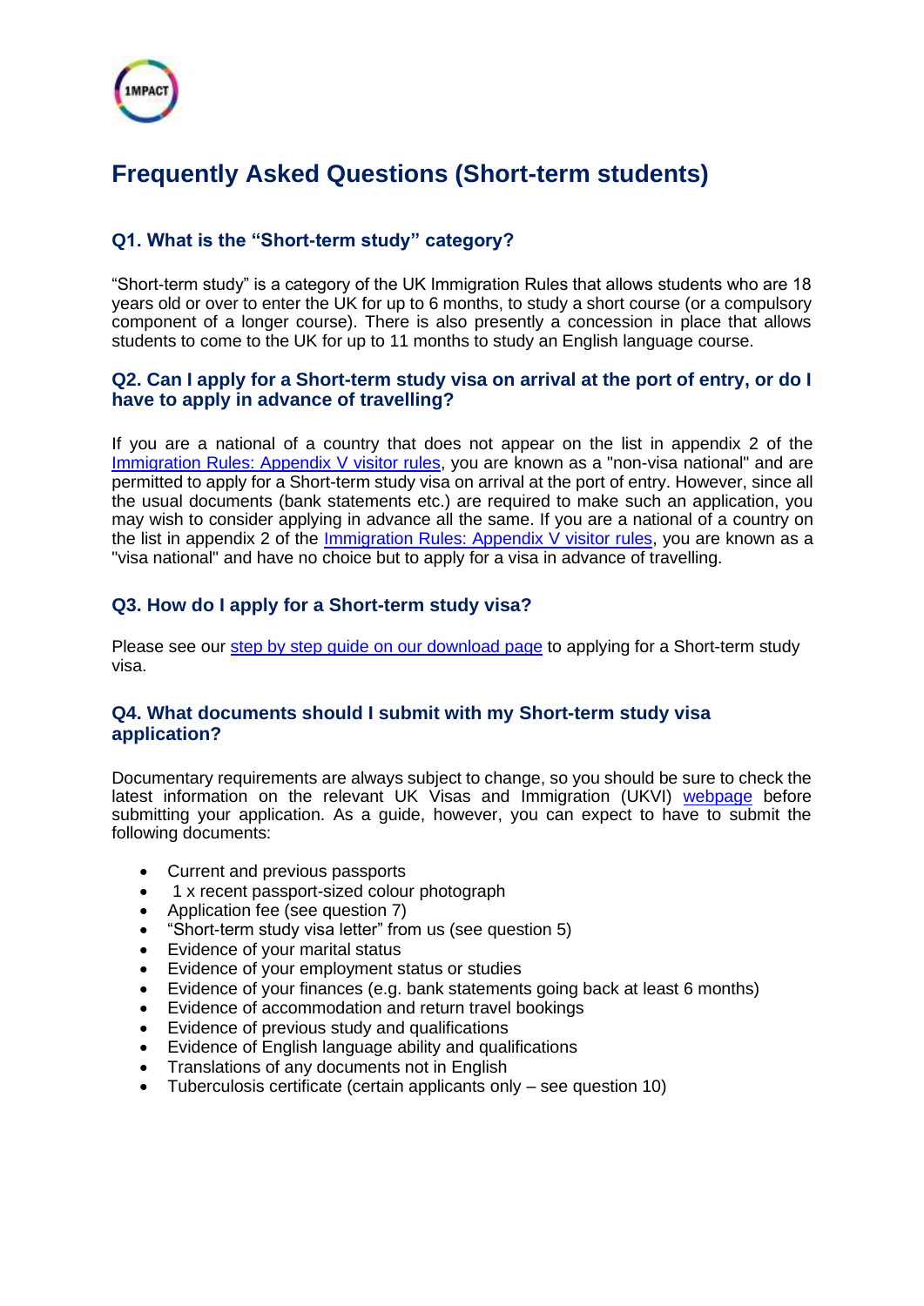# Frequently Asked Questions (Short-term students)

### Q1. What is the "Short-term study" category?

"Short-term study" is a category of the UK Immigration Rules that allows students who are 18 years old or over to enter the UK for up to 6 months, to study a short course (or a compulsory component of a longer course). There is also presently a concession in place that allows students to come to the UK for up to 11 months to study an English language course.

### Q2. Can I apply for a Short-term study visa on arrival at the port of entry, or do I have to apply in advance of travelling?

If you are a national of a country that does not appear on the list in appendix 2 of the [Immigration Rules: Appendix V visitor rules](), you are known as a "non-visa national" and are permitted to apply for a Short-term study visa on arrival at the port of entry. However, since all the usual documents (bank statements etc.) are required to make such an application, you may wish to consider applying in advance all the same. If you are a national of a country on the list in appendix 2 of the [Immigration Rules: Appendix V visitor rules](), you are known as a "visa national" and have no choice but to apply for a visa in advance of travelling.

### Q3. How do I apply for a Short-term study visa?

Please see our [step by step guide on our download page]() to applying for a Short-term study visa.

### Q4. What documents should I submit with my Short-term study visa application?

Documentary requirements are always subject to change, so you should be sure to check the latest information on the relevant UK Visas and Immigration (UKVI) [webpage]() before submitting your application. As a guide, however, you can expect to have to submit the following documents:

- Current and previous passports
- 1 x recent passport-sized colour photograph
- Application fee (see question 7)
- "Short-term study visa letter" from us (see question 5)
- Evidence of your marital status
- Evidence of your employment status or studies
- Evidence of your finances (e.g. bank statements going back at least 6 months)
- Evidence of accommodation and return travel bookings
- Evidence of previous study and qualifications
- Evidence of English language ability and qualifications
- Translations of any documents not in English
- Tuberculosis certificate (certain applicants only – see question 10)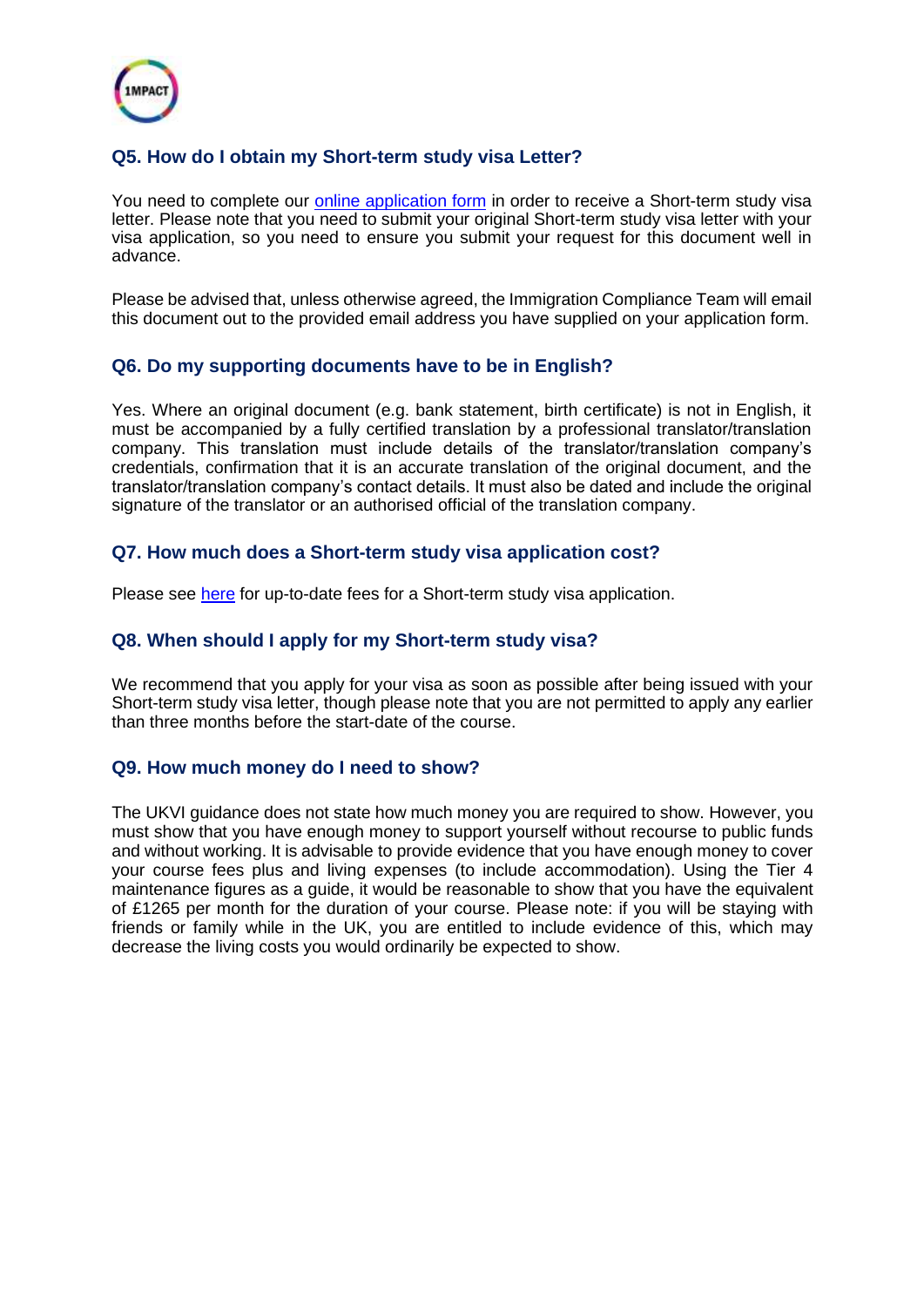### Q5. How do I obtain my Short-term study visa Letter?

You need to complete our [online application form](#) in order to receive a Short-term study visa letter. Please note that you need to submit your original Short-term study visa letter with your visa application, so you need to ensure you submit your request for this document well in advance.

Please be advised that, unless otherwise agreed, the Immigration Compliance Team will email this document out to the provided email address you have supplied on your application form.

### Q6. Do my supporting documents have to be in English?

Yes. Where an original document (e.g. bank statement, birth certificate) is not in English, it must be accompanied by a fully certified translation by a professional translator/translation company. This translation must include details of the translator/translation company's credentials, confirmation that it is an accurate translation of the original document, and the translator/translation company's contact details. It must also be dated and include the original signature of the translator or an authorised official of the translation company.

### Q7. How much does a Short-term study visa application cost?

Please see [here](#) for up-to-date fees for a Short-term study visa application.

### Q8. When should I apply for my Short-term study visa?

We recommend that you apply for your visa as soon as possible after being issued with your Short-term study visa letter, though please note that you are not permitted to apply any earlier than three months before the start-date of the course.

### Q9. How much money do I need to show?

The UKVI guidance does not state how much money you are required to show. However, you must show that you have enough money to support yourself without recourse to public funds and without working. It is advisable to provide evidence that you have enough money to cover your course fees plus and living expenses (to include accommodation). Using the Tier 4 maintenance figures as a guide, it would be reasonable to show that you have the equivalent of £1265 per month for the duration of your course. Please note: if you will be staying with friends or family while in the UK, you are entitled to include evidence of this, which may decrease the living costs you would ordinarily be expected to show.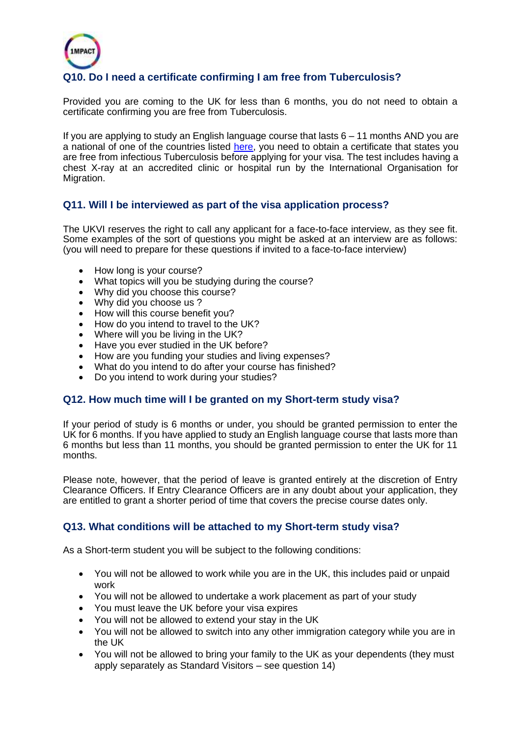## Q10. Do I need a certificate confirming I am free from Tuberculosis?

Provided you are coming to the UK for less than 6 months, you do not need to obtain a certificate confirming you are free from Tuberculosis.

If you are applying to study an English language course that lasts 6 – 11 months AND you are a national of one of the countries listed [here](), you need to obtain a certificate that states you are free from infectious Tuberculosis before applying for your visa. The test includes having a chest X-ray at an accredited clinic or hospital run by the International Organisation for Migration.

## Q11. Will I be interviewed as part of the visa application process?

The UKVI reserves the right to call any applicant for a face-to-face interview, as they see fit. Some examples of the sort of questions you might be asked at an interview are as follows: (you will need to prepare for these questions if invited to a face-to-face interview)

- How long is your course?
- What topics will you be studying during the course?
- Why did you choose this course?
- Why did you choose us ?
- How will this course benefit you?
- How do you intend to travel to the UK?
- Where will you be living in the UK?
- Have you ever studied in the UK before?
- How are you funding your studies and living expenses?
- What do you intend to do after your course has finished?
- Do you intend to work during your studies?

## Q12. How much time will I be granted on my Short-term study visa?

If your period of study is 6 months or under, you should be granted permission to enter the UK for 6 months. If you have applied to study an English language course that lasts more than 6 months but less than 11 months, you should be granted permission to enter the UK for 11 months.

Please note, however, that the period of leave is granted entirely at the discretion of Entry Clearance Officers. If Entry Clearance Officers are in any doubt about your application, they are entitled to grant a shorter period of time that covers the precise course dates only.

## Q13. What conditions will be attached to my Short-term study visa?

As a Short-term student you will be subject to the following conditions:

- You will not be allowed to work while you are in the UK, this includes paid or unpaid work
- You will not be allowed to undertake a work placement as part of your study
- You must leave the UK before your visa expires
- You will not be allowed to extend your stay in the UK
- You will not be allowed to switch into any other immigration category while you are in the UK
- You will not be allowed to bring your family to the UK as your dependents (they must apply separately as Standard Visitors – see question 14)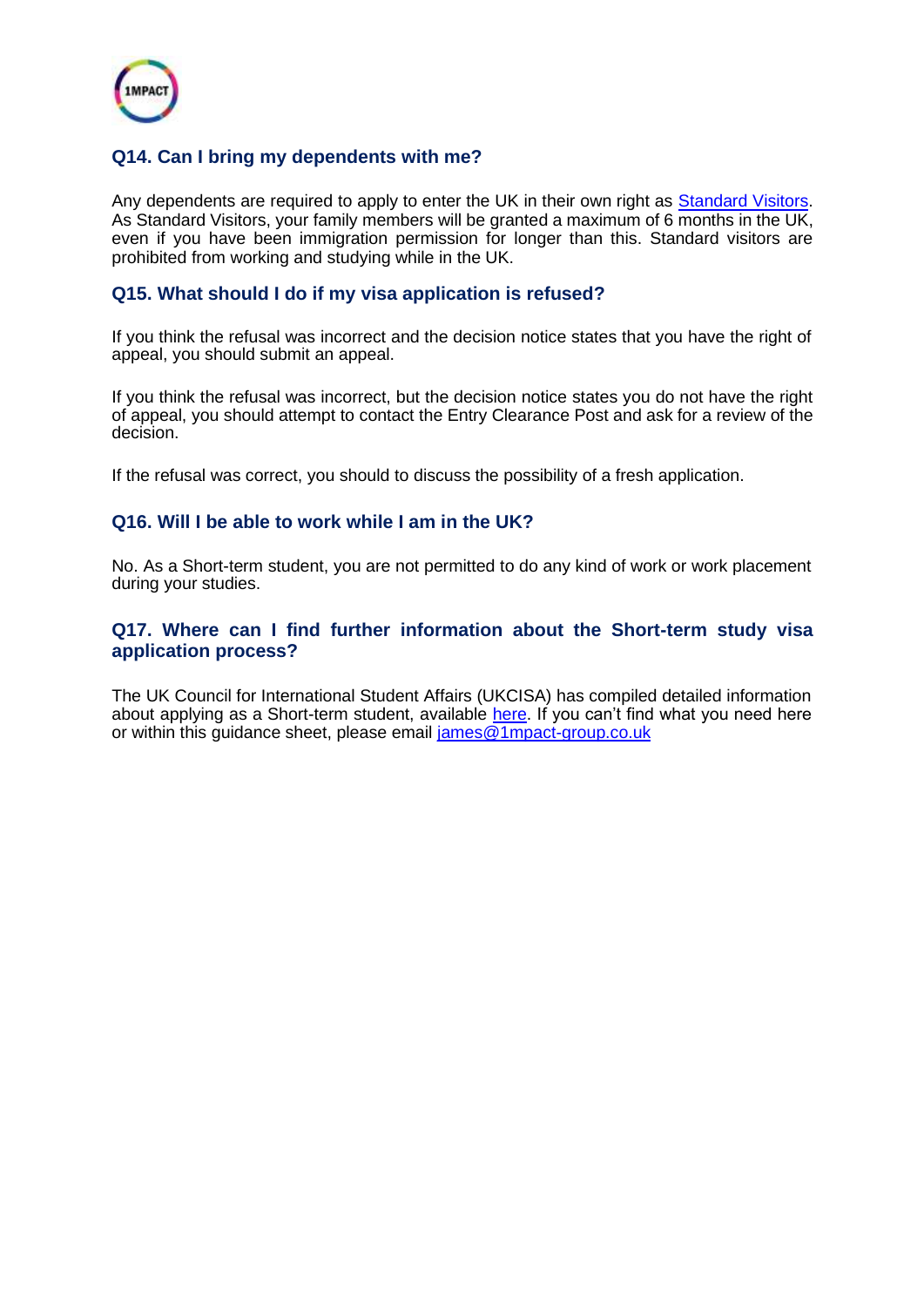### Q14. Can I bring my dependents with me?

Any dependents are required to apply to enter the UK in their own right as [Standard Visitors](). As Standard Visitors, your family members will be granted a maximum of 6 months in the UK, even if you have been immigration permission for longer than this. Standard visitors are prohibited from working and studying while in the UK.

### Q15. What should I do if my visa application is refused?

If you think the refusal was incorrect and the decision notice states that you have the right of appeal, you should submit an appeal.

If you think the refusal was incorrect, but the decision notice states you do not have the right of appeal, you should attempt to contact the Entry Clearance Post and ask for a review of the decision.

If the refusal was correct, you should to discuss the possibility of a fresh application.

### Q16. Will I be able to work while I am in the UK?

No. As a Short-term student, you are not permitted to do any kind of work or work placement during your studies.

### Q17. Where can I find further information about the Short-term study visa application process?

The UK Council for International Student Affairs (UKCISA) has compiled detailed information about applying as a Short-term student, available [here](). If you can't find what you need here or within this guidance sheet, please email [james@1mpact-group.co.uk](mailto:james@1mpact-group.co.uk)